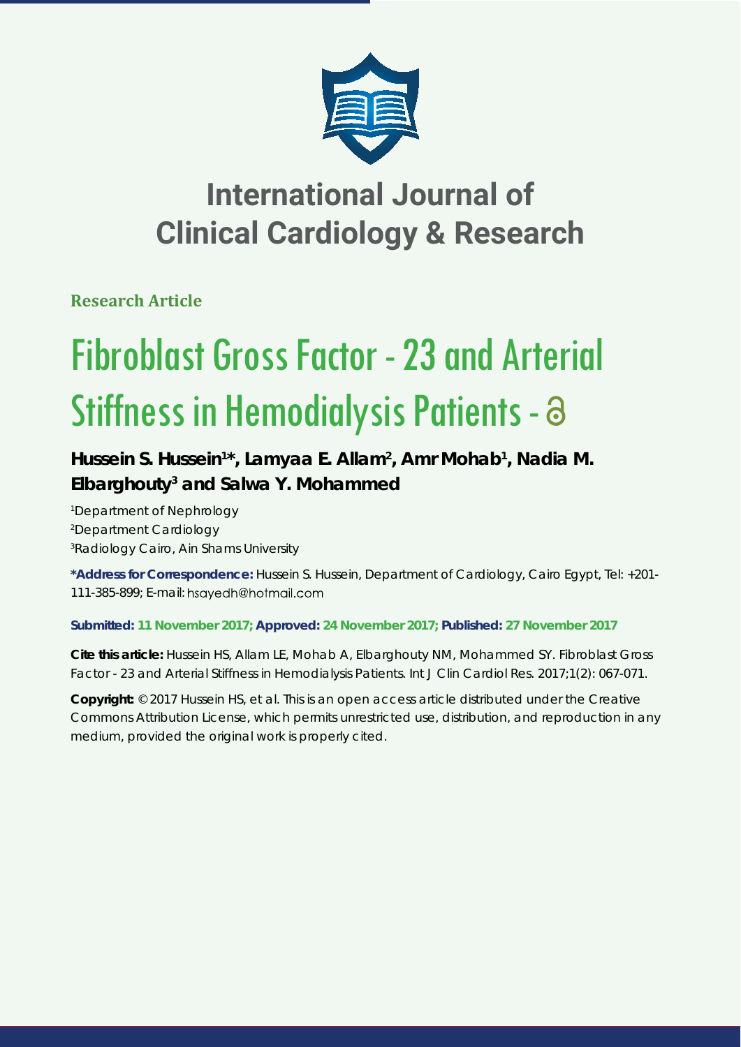# International Journal of Clinical Cardiology & Research

**Research Article**

# Fibroblast Gross Factor - 23 and Arterial Stiffness in Hemodialysis Patients

**Hussein S. Hussein[1]*, Lamyaa E. Allam[2], Amr Mohab[1], Nadia M. Elbarghouty[3] and Salwa Y. Mohammed**

[1]Department of Nephrology
[2]Department Cardiology
[3]Radiology Cairo, Ain Shams University

**\*Address for Correspondence:** Hussein S. Hussein, Department of Cardiology, Cairo Egypt, Tel: +201-111-385-899; E-mail: hsayedh@hotmail.com

**Submitted: 11 November 2017; Approved: 24 November 2017; Published: 27 November 2017**

**Cite this article:** Hussein HS, Allam LE, Mohab A, Elbarghouty NM, Mohammed SY. Fibroblast Gross Factor - 23 and Arterial Stiffness in Hemodialysis Patients. Int J Clin Cardiol Res. 2017;1(2): 067-071.

**Copyright:** © 2017 Hussein HS, et al. This is an open access article distributed under the Creative Commons Attribution License, which permits unrestricted use, distribution, and reproduction in any medium, provided the original work is properly cited.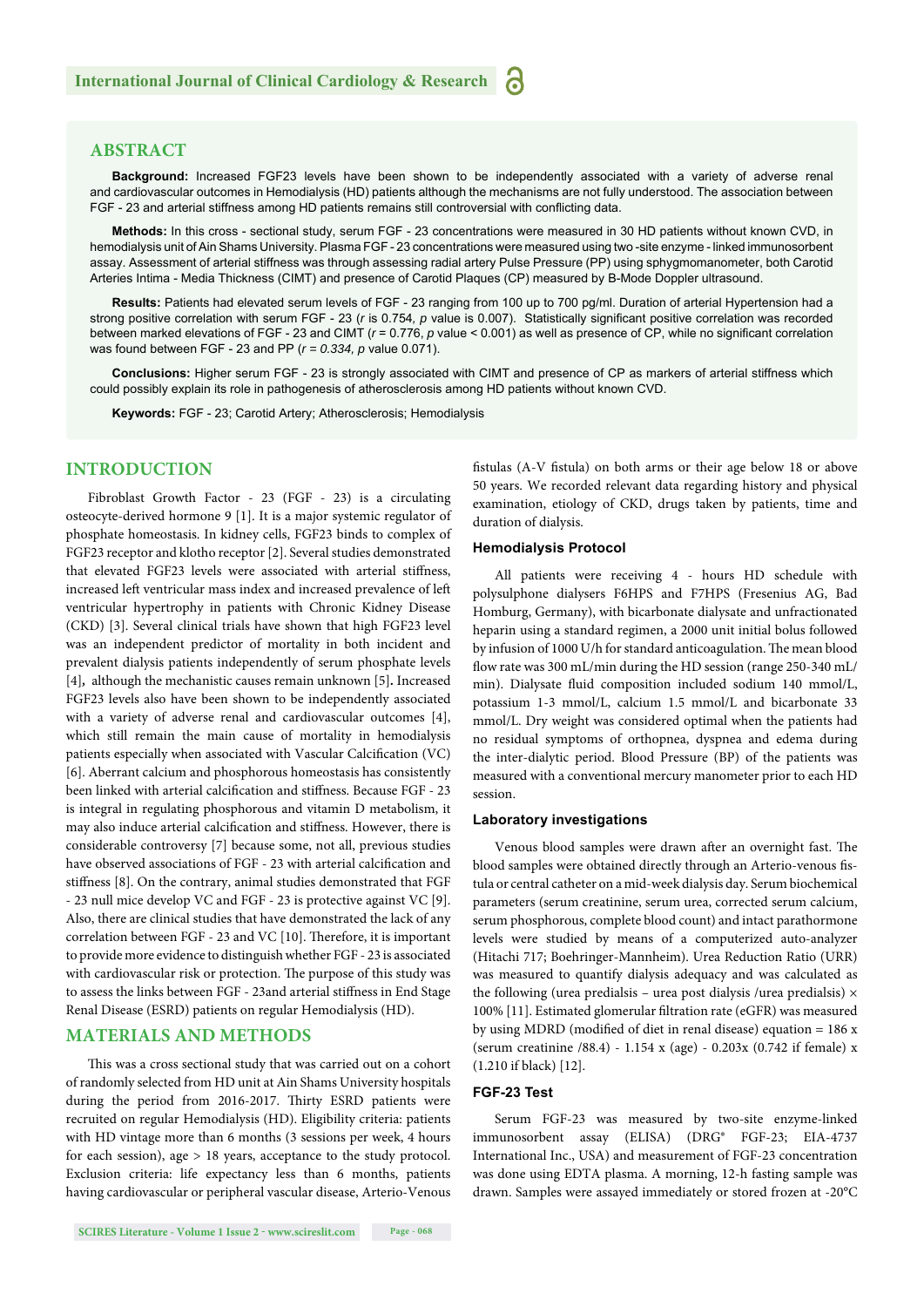## ABSTRACT

**Background:** Increased FGF23 levels have been shown to be independently associated with a variety of adverse renal and cardiovascular outcomes in Hemodialysis (HD) patients although the mechanisms are not fully understood. The association between FGF - 23 and arterial stiffness among HD patients remains still controversial with conflicting data.

**Methods:** In this cross - sectional study, serum FGF - 23 concentrations were measured in 30 HD patients without known CVD, in hemodialysis unit of Ain Shams University. Plasma FGF - 23 concentrations were measured using two -site enzyme - linked immunosorbent assay. Assessment of arterial stiffness was through assessing radial artery Pulse Pressure (PP) using sphygmomanometer, both Carotid Arteries Intima - Media Thickness (CIMT) and presence of Carotid Plaques (CP) measured by B-Mode Doppler ultrasound.

**Results:** Patients had elevated serum levels of FGF - 23 ranging from 100 up to 700 pg/ml. Duration of arterial Hypertension had a strong positive correlation with serum FGF - 23 (*r* is 0.754, *p* value is 0.007). Statistically significant positive correlation was recorded between marked elevations of FGF - 23 and CIMT (*r* = 0.776, *p* value < 0.001) as well as presence of CP, while no significant correlation was found between FGF - 23 and PP (*r = 0.334, p* value 0.071).

**Conclusions:** Higher serum FPF - 23 is strongly associated with CIMT and presence of CP as markers of arterial stiffness which could possibly explain its role in pathogenesis of atherosclerosis among HD patients without known CVD.

**Keywords:** FGF - 23; Carotid Artery; Atherosclerosis; Hemodialysis

## INTRODUCTION

Fibroblast Growth Factor - 23 (FGF - 23) is a circulating osteocyte-derived hormone 9 [1]. It is a major systemic regulator of phosphate homeostasis. In kidney cells, FGF23 binds to complex of FGF23 receptor and klotho receptor [2]. Several studies demonstrated that elevated FGF23 levels were associated with arterial stiffness, increased left ventricular mass index and increased prevalence of left ventricular hypertrophy in patients with Chronic Kidney Disease (CKD) [3]. Several clinical trials have shown that high FGF23 level was an independent predictor of mortality in both incident and prevalent dialysis patients independently of serum phosphate levels [4], although the mechanistic causes remain unknown [5]. Increased FGF23 levels also have been shown to be independently associated with a variety of adverse renal and cardiovascular outcomes [4], which still remain the main cause of mortality in hemodialysis patients especially when associated with Vascular Calcification (VC) [6]. Aberrant calcium and phosphorous homeostasis has consistently been linked with arterial calcification and stiffness. Because FGF - 23 is integral in regulating phosphorous and vitamin D metabolism, it may also induce arterial calcification and stiffness. However, there is considerable controversy [7] because some, not all, previous studies have observed associations of FGF - 23 with arterial calcification and stiffness [8]. On the contrary, animal studies demonstrated that FGF - 23 null mice develop VC and FGF - 23 is protective against VC [9]. Also, there are clinical studies that have demonstrated the lack of any correlation between FGF - 23 and VC [10]. Therefore, it is important to provide more evidence to distinguish whether FGF - 23 is associated with cardiovascular risk or protection. The purpose of this study was to assess the links between FGF - 23and arterial stiffness in End Stage Renal Disease (ESRD) patients on regular Hemodialysis (HD).

## MATERIALS AND METHODS

This was a cross sectional study that was carried out on a cohort of randomly selected from HD unit at Ain Shams University hospitals during the period from 2016-2017. Thirty ESRD patients were recruited on regular Hemodialysis (HD). Eligibility criteria: patients with HD vintage more than 6 months (3 sessions per week, 4 hours for each session), age > 18 years, acceptance to the study protocol. Exclusion criteria: life expectancy less than 6 months, patients having cardiovascular or peripheral vascular disease, Arterio-Venous fistulas (A-V fistula) on both arms or their age below 18 or above 50 years. We recorded relevant data regarding history and physical examination, etiology of CKD, drugs taken by patients, time and duration of dialysis.

### Hemodialysis Protocol

All patients were receiving 4 - hours HD schedule with polysulphone dialysers F6HPS and F7HPS (Fresenius AG, Bad Homburg, Germany), with bicarbonate dialysate and unfractionated heparin using a standard regimen, a 2000 unit initial bolus followed by infusion of 1000 U/h for standard anticoagulation. The mean blood flow rate was 300 mL/min during the HD session (range 250-340 mL/min). Dialysate fluid composition included sodium 140 mmol/L, potassium 1-3 mmol/L, calcium 1.5 mmol/L and bicarbonate 33 mmol/L. Dry weight was considered optimal when the patients had no residual symptoms of orthopnea, dyspnea and edema during the inter-dialytic period. Blood Pressure (BP) of the patients was measured with a conventional mercury manometer prior to each HD session.

### Laboratory investigations

Venous blood samples were drawn after an overnight fast. The blood samples were obtained directly through an Arterio-venous fistula or central catheter on a mid-week dialysis day. Serum biochemical parameters (serum creatinine, serum urea, corrected serum calcium, serum phosphorous, complete blood count) and intact parathormone levels were studied by means of a computerized auto-analyzer (Hitachi 717; Boehringer-Mannheim). Urea Reduction Ratio (URR) was measured to quantify dialysis adequacy and was calculated as the following (urea predialsis – urea post dialysis /urea predialsis) × 100% [11]. Estimated glomerular filtration rate (eGFR) was measured by using MDRD (modified of diet in renal disease) equation = 186 x (serum creatinine /88.4) - 1.154 x (age) - 0.203x (0.742 if female) x (1.210 if black) [12].

### FGF-23 Test

Serum FGF-23 was measured by two-site enzyme-linked immunosorbent assay (ELISA) (DRG® FGF-23; EIA-4737 International Inc., USA) and measurement of FGF-23 concentration was done using EDTA plasma. A morning, 12-h fasting sample was drawn. Samples were assayed immediately or stored frozen at -20°C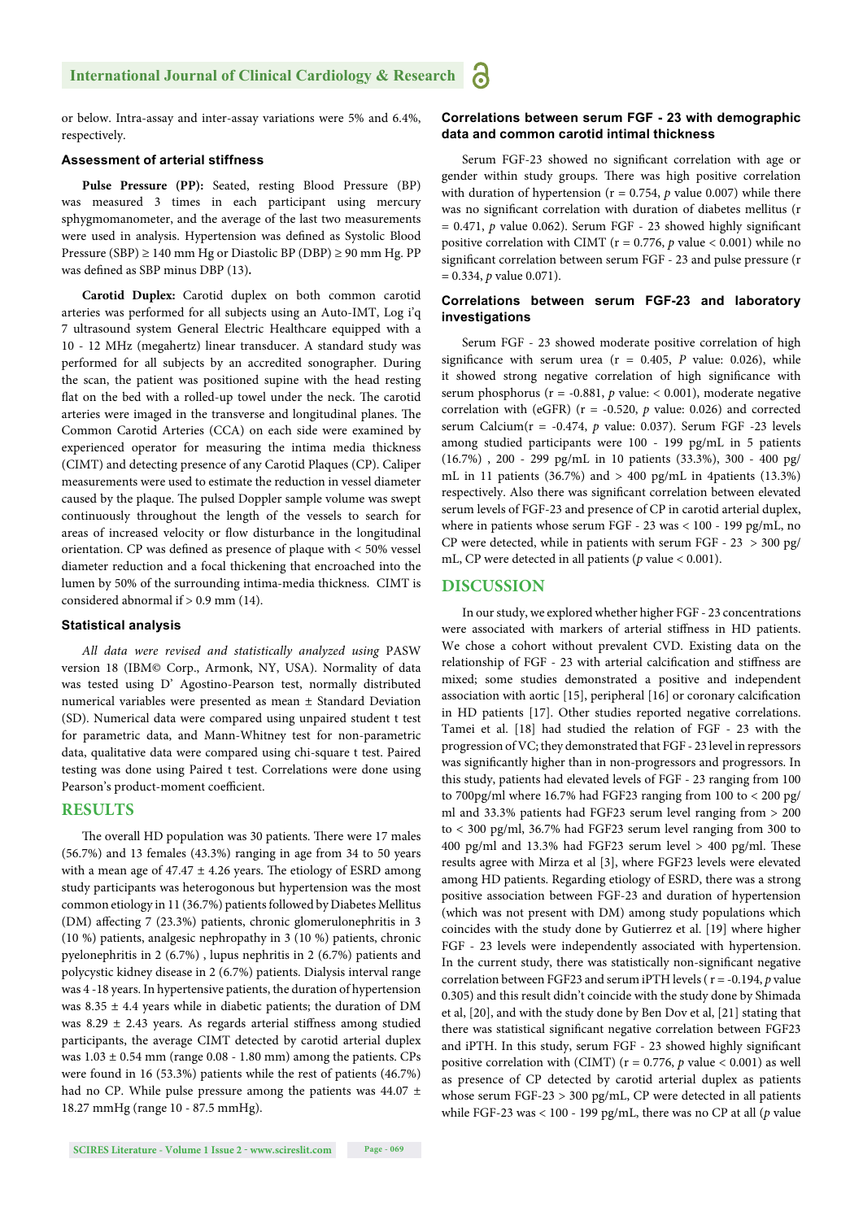or below. Intra-assay and inter-assay variations were 5% and 6.4%, respectively.

### Assessment of arterial stiffness

**Pulse Pressure (PP):** Seated, resting Blood Pressure (BP) was measured 3 times in each participant using mercury sphygmomanometer, and the average of the last two measurements were used in analysis. Hypertension was defined as Systolic Blood Pressure (SBP) ≥ 140 mm Hg or Diastolic BP (DBP) ≥ 90 mm Hg. PP was defined as SBP minus DBP (13).

**Carotid Duplex:** Carotid duplex on both common carotid arteries was performed for all subjects using an Auto-IMT, Log i'q 7 ultrasound system General Electric Healthcare equipped with a 10 - 12 MHz (megahertz) linear transducer. A standard study was performed for all subjects by an accredited sonographer. During the scan, the patient was positioned supine with the head resting flat on the bed with a rolled-up towel under the neck. The carotid arteries were imaged in the transverse and longitudinal planes. The Common Carotid Arteries (CCA) on each side were examined by experienced operator for measuring the intima media thickness (CIMT) and detecting presence of any Carotid Plaques (CP). Caliper measurements were used to estimate the reduction in vessel diameter caused by the plaque. The pulsed Doppler sample volume was swept continuously throughout the length of the vessels to search for areas of increased velocity or flow disturbance in the longitudinal orientation. CP was defined as presence of plaque with < 50% vessel diameter reduction and a focal thickening that encroached into the lumen by 50% of the surrounding intima-media thickness. CIMT is considered abnormal if > 0.9 mm (14).

### Statistical analysis

*All data were revised and statistically analyzed using* PASW version 18 (IBM© Corp., Armonk, NY, USA). Normality of data was tested using D' Agostino-Pearson test, normally distributed numerical variables were presented as mean ± Standard Deviation (SD). Numerical data were compared using unpaired student t test for parametric data, and Mann-Whitney test for non-parametric data, qualitative data were compared using chi-square t test. Paired testing was done using Paired t test. Correlations were done using Pearson's product-moment coefficient.

## RESULTS

The overall HD population was 30 patients. There were 17 males (56.7%) and 13 females (43.3%) ranging in age from 34 to 50 years with a mean age of 47.47 ± 4.26 years. The etiology of ESRD among study participants was heterogonous but hypertension was the most common etiology in 11 (36.7%) patients followed by Diabetes Mellitus (DM) affecting 7 (23.3%) patients, chronic glomerulonephritis in 3 (10 %) patients, analgesic nephropathy in 3 (10 %) patients, chronic pyelonephritis in 2 (6.7%) , lupus nephritis in 2 (6.7%) patients and polycystic kidney disease in 2 (6.7%) patients. Dialysis interval range was 4 -18 years. In hypertensive patients, the duration of hypertension was 8.35 ± 4.4 years while in diabetic patients; the duration of DM was 8.29 ± 2.43 years. As regards arterial stiffness among studied participants, the average CIMT detected by carotid arterial duplex was 1.03 ± 0.54 mm (range 0.08 - 1.80 mm) among the patients. CPs were found in 16 (53.3%) patients while the rest of patients (46.7%) had no CP. While pulse pressure among the patients was 44.07 ± 18.27 mmHg (range 10 - 87.5 mmHg).

### Correlations between serum FGF - 23 with demographic data and common carotid intimal thickness

Serum FGF-23 showed no significant correlation with age or gender within study groups. There was high positive correlation with duration of hypertension (r = 0.754, *p* value 0.007) while there was no significant correlation with duration of diabetes mellitus (r = 0.471, *p* value 0.062). Serum FGF - 23 showed highly significant positive correlation with CIMT (r = 0.776, *p* value < 0.001) while no significant correlation between serum FGF - 23 and pulse pressure (r = 0.334, *p* value 0.071).

### Correlations between serum FGF-23 and laboratory investigations

Serum FGF - 23 showed moderate positive correlation of high significance with serum urea (r = 0.405, *P* value: 0.026), while it showed strong negative correlation of high significance with serum phosphorus (r = -0.881, *p* value: < 0.001), moderate negative correlation with (eGFR) (r = -0.520, *p* value: 0.026) and corrected serum Calcium(r = -0.474, *p* value: 0.037). Serum FGF -23 levels among studied participants were 100 - 199 pg/mL in 5 patients (16.7%) , 200 - 299 pg/mL in 10 patients (33.3%), 300 - 400 pg/mL in 11 patients (36.7%) and > 400 pg/mL in 4patients (13.3%) respectively. Also there was significant correlation between elevated serum levels of FGF-23 and presence of CP in carotid arterial duplex, where in patients whose serum FGF - 23 was < 100 - 199 pg/mL, no CP were detected, while in patients with serum FGF - 23 > 300 pg/mL, CP were detected in all patients (*p* value < 0.001).

## DISCUSSION

In our study, we explored whether higher FGF - 23 concentrations were associated with markers of arterial stiffness in HD patients. We chose a cohort without prevalent CVD. Existing data on the relationship of FGF - 23 with arterial calcification and stiffness are mixed; some studies demonstrated a positive and independent association with aortic [15], peripheral [16] or coronary calcification in HD patients [17]. Other studies reported negative correlations. Tamei et al. [18] had studied the relation of FGF - 23 with the progression of VC; they demonstrated that FGF - 23 level in repressors was significantly higher than in non-progressors and progressors. In this study, patients had elevated levels of FGF - 23 ranging from 100 to 700pg/ml where 16.7% had FGF23 ranging from 100 to < 200 pg/ml and 33.3% patients had FGF23 serum level ranging from > 200 to < 300 pg/ml, 36.7% had FGF23 serum level ranging from 300 to 400 pg/ml and 13.3% had FGF23 serum level > 400 pg/ml. These results agree with Mirza et al [3], where FGF23 levels were elevated among HD patients. Regarding etiology of ESRD, there was a strong positive association between FGF-23 and duration of hypertension (which was not present with DM) among study populations which coincides with the study done by Gutierrez et al. [19] where higher FGF - 23 levels were independently associated with hypertension. In the current study, there was statistically non-significant negative correlation between FGF23 and serum iPTH levels ( r = -0.194, *p* value 0.305) and this result didn't coincide with the study done by Shimada et al, [20], and with the study done by Ben Dov et al, [21] stating that there was statistical significant negative correlation between FGF23 and iPTH. In this study, serum FGF - 23 showed highly significant positive correlation with (CIMT) (r = 0.776, *p* value < 0.001) as well as presence of CP detected by carotid arterial duplex as patients whose serum FGF-23 > 300 pg/mL, CP were detected in all patients while FGF-23 was < 100 - 199 pg/mL, there was no CP at all (*p* value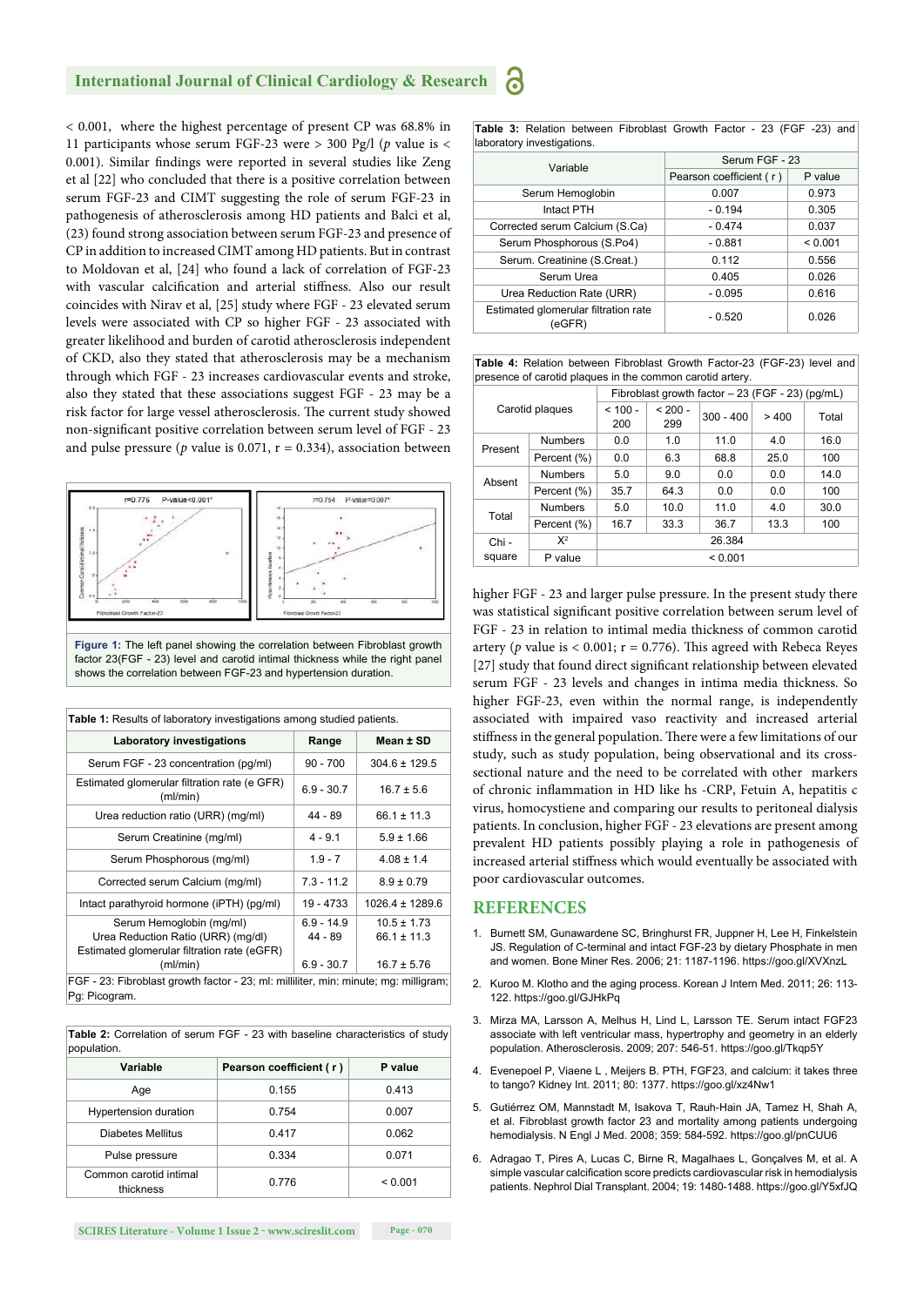< 0.001, where the highest percentage of present CP was 68.8% in 11 participants whose serum FGF-23 were > 300 Pg/l (*p* value is < 0.001). Similar findings were reported in several studies like Zeng et al [22] who concluded that there is a positive correlation between serum FGF-23 and CIMT suggesting the role of serum FGF-23 in pathogenesis of atherosclerosis among HD patients and Balci et al, (23) found strong association between serum FGF-23 and presence of CP in addition to increased CIMT among HD patients. But in contrast to Moldovan et al, [24] who found a lack of correlation of FGF-23 with vascular calcification and arterial stiffness. Also our result coincides with Nirav et al, [25] study where FGF - 23 elevated serum levels were associated with CP so higher FGF - 23 associated with greater likelihood and burden of carotid atherosclerosis independent of CKD, also they stated that atherosclerosis may be a mechanism through which FGF - 23 increases cardiovascular events and stroke, also they stated that these associations suggest FGF - 23 may be a risk factor for large vessel atherosclerosis. The current study showed non-significant positive correlation between serum level of FGF - 23 and pulse pressure (*p* value is 0.071, r = 0.334), association between higher FGF - 23 and larger pulse pressure. In the present study there was statistical significant positive correlation between serum level of FGF - 23 in relation to intimal media thickness of common carotid artery (*p* value is < 0.001; r = 0.776). This agreed with Rebeca Reyes [27] study that found direct significant relationship between elevated serum FGF - 23 levels and changes in intima media thickness. So higher FGF-23, even within the normal range, is independently associated with impaired vaso reactivity and increased arterial stiffness in the general population. There were a few limitations of our study, such as study population, being observational and its cross-sectional nature and the need to be correlated with other markers of chronic inflammation in HD like hs -CRP, Fetuin A, hepatitis c virus, homocysteine and comparing our results to peritoneal dialysis patients. In conclusion, higher FGF - 23 elevations are present among prevalent HD patients possibly playing a role in pathogenesis of increased arterial stiffness which would eventually be associated with poor cardiovascular outcomes.

**Figure 1:** The left panel showing the correlation between Fibroblast growth factor 23(FGF - 23) level and carotid intimal thickness while the right panel shows the correlation between FGF-23 and hypertension duration.

**Table 1:** Results of laboratory investigations among studied patients.

| Laboratory investigations | Range | Mean ± SD |
|---|---|---|
| Serum FGF - 23 concentration (pg/ml) | 90 - 700 | 304.6 ± 129.5 |
| Estimated glomerular filtration rate (e GFR) (ml/min) | 6.9 - 30.7 | 16.7 ± 5.6 |
| Urea reduction ratio (URR) (mg/ml) | 44 - 89 | 66.1 ± 11.3 |
| Serum Creatinine (mg/ml) | 4 - 9.1 | 5.9 ± 1.66 |
| Serum Phosphorous (mg/ml) | 1.9 - 7 | 4.08 ± 1.4 |
| Corrected serum Calcium (mg/ml) | 7.3 - 11.2 | 8.9 ± 0.79 |
| Intact parathyroid hormone (iPTH) (pg/ml) | 19 - 4733 | 1026.4 ± 1289.6 |
| Serum Hemoglobin (mg/ml) | 6.9 - 14.9 | 10.5 ± 1.73 |
| Urea Reduction Ratio (URR) (mg/dl) | 44 - 89 | 66.1 ± 11.3 |
| Estimated glomerular filtration rate (eGFR) (ml/min) | 6.9 - 30.7 | 16.7 ± 5.76 |

FGF - 23: Fibroblast growth factor - 23; ml: milliliter, min: minute; mg: milligram; Pg: Picogram.

**Table 2:** Correlation of serum FGF - 23 with baseline characteristics of study population.

| Variable | Pearson coefficient ( r ) | P value |
|---|---|---|
| Age | 0.155 | 0.413 |
| Hypertension duration | 0.754 | 0.007 |
| Diabetes Mellitus | 0.417 | 0.062 |
| Pulse pressure | 0.334 | 0.071 |
| Common carotid intimal thickness | 0.776 | < 0.001 |

**Table 3:** Relation between Fibroblast Growth Factor - 23 (FGF -23) and laboratory investigations.

| Variable | Serum FGF - 23 | |
|---|---|---|
| | Pearson coefficient ( r ) | P value |
| Serum Hemoglobin | 0.007 | 0.973 |
| Intact PTH | - 0.194 | 0.305 |
| Corrected serum Calcium (S.Ca) | - 0.474 | 0.037 |
| Serum Phosphorous (S.Po4) | - 0.881 | < 0.001 |
| Serum. Creatinine (S.Creat.) | 0.112 | 0.556 |
| Serum Urea | 0.405 | 0.026 |
| Urea Reduction Rate (URR) | - 0.095 | 0.616 |
| Estimated glomerular filtration rate (eGFR) | - 0.520 | 0.026 |

**Table 4:** Relation between Fibroblast Growth Factor-23 (FGF-23) level and presence of carotid plaques in the common carotid artery.

| Carotid plaques | | Fibroblast growth factor – 23 (FGF - 23) (pg/mL) | | | | |
|---|---|---|---|---|---|---|
| | | < 100 - 200 | < 200 - 299 | 300 - 400 | > 400 | Total |
| Present | Numbers | 0.0 | 1.0 | 11.0 | 4.0 | 16.0 |
| | Percent (%) | 0.0 | 6.3 | 68.8 | 25.0 | 100 |
| Absent | Numbers | 5.0 | 9.0 | 0.0 | 0.0 | 14.0 |
| | Percent (%) | 35.7 | 64.3 | 0.0 | 0.0 | 100 |
| Total | Numbers | 5.0 | 10.0 | 11.0 | 4.0 | 30.0 |
| | Percent (%) | 16.7 | 33.3 | 36.7 | 13.3 | 100 |
| Chi - square | $X^2$ | 26.384 | | | | |
| | P value | < 0.001 | | | | |

## REFERENCES

1. Burnett SM, Gunawardene SC, Bringhurst FR, Juppner H, Lee H, Finkelstein JS. Regulation of C-terminal and intact FGF-23 by dietary Phosphate in men and women. Bone Miner Res. 2006; 21: 1187-1196. https://goo.gl/XVXnzL
2. Kuroo M. Klotho and the aging process. Korean J Intern Med. 2011; 26: 113-122. https://goo.gl/GJHkPq
3. Mirza MA, Larsson A, Melhus H, Lind L, Larsson TE. Serum intact FGF23 associate with left ventricular mass, hypertrophy and geometry in an elderly population. Atherosclerosis. 2009; 207: 546-51. https://goo.gl/Tkqp5Y
4. Evenepoel P, Viaene L , Meijers B. PTH, FGF23, and calcium: it takes three to tango? Kidney Int. 2011; 80: 1377. https://goo.gl/xz4Nw1
5. Gutiérrez OM, Mannstadt M, Isakova T, Rauh-Hain JA, Tamez H, Shah A, et al. Fibroblast growth factor 23 and mortality among patients undergoing hemodialysis. N Engl J Med. 2008; 359: 584-592. https://goo.gl/pnCUU6
6. Adragao T, Pires A, Lucas C, Birne R, Magalhaes L, Gonçalves M, et al. A simple vascular calcification score predicts cardiovascular risk in hemodialysis patients. Nephrol Dial Transplant. 2004; 19: 1480-1488. https://goo.gl/Y5xfJQ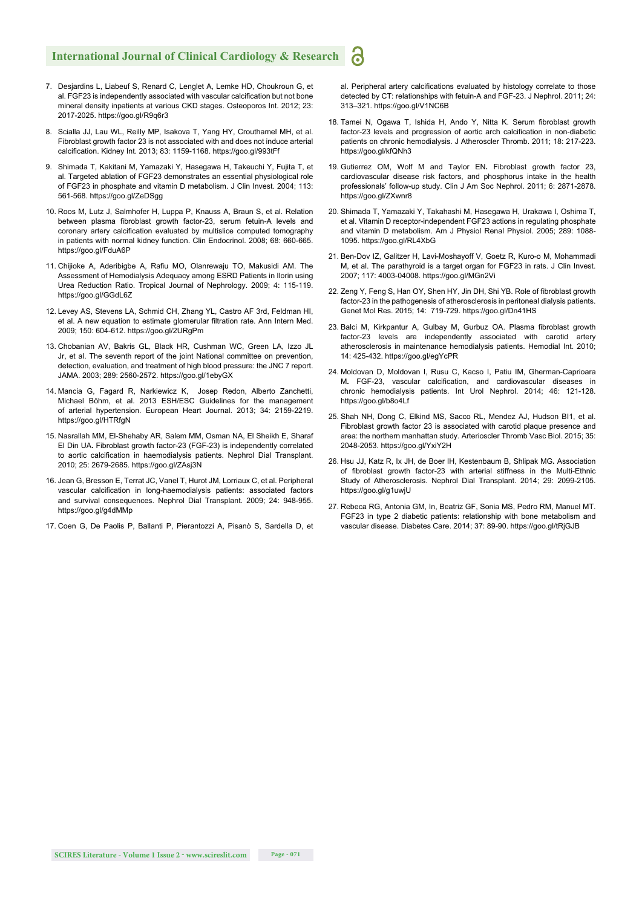7. Desjardins L, Liabeuf S, Renard C, Lenglet A, Lemke HD, Choukroun G, et al. FGF23 is independently associated with vascular calcification but not bone mineral density inpatients at various CKD stages. Osteoporos Int. 2012; 23: 2017-2025. https://goo.gl/R9q6r3

8. Scialla JJ, Lau WL, Reilly MP, Isakova T, Yang HY, Crouthamel MH, et al. Fibroblast growth factor 23 is not associated with and does not induce arterial calcification. Kidney Int. 2013; 83: 1159-1168. https://goo.gl/993tFf

9. Shimada T, Kakitani M, Yamazaki Y, Hasegawa H, Takeuchi Y, Fujita T, et al. Targeted ablation of FGF23 demonstrates an essential physiological role of FGF23 in phosphate and vitamin D metabolism. J Clin Invest. 2004; 113: 561-568. https://goo.gl/ZeDSgg

10. Roos M, Lutz J, Salmhofer H, Luppa P, Knauss A, Braun S, et al. Relation between plasma fibroblast growth factor-23, serum fetuin-A levels and coronary artery calcification evaluated by multislice computed tomography in patients with normal kidney function. Clin Endocrinol. 2008; 68: 660-665. https://goo.gl/FduA6P

11. Chijioke A, Aderibigbe A, Rafiu MO, Olanrewaju TO, Makusidi AM. The Assessment of Hemodialysis Adequacy among ESRD Patients in Ilorin using Urea Reduction Ratio. Tropical Journal of Nephrology. 2009; 4: 115-119. https://goo.gl/GGdL6Z

12. Levey AS, Stevens LA, Schmid CH, Zhang YL, Castro AF 3rd, Feldman HI, et al. A new equation to estimate glomerular filtration rate. Ann Intern Med. 2009; 150: 604-612. https://goo.gl/2URgPm

13. Chobanian AV, Bakris GL, Black HR, Cushman WC, Green LA, Izzo JL Jr, et al. The seventh report of the joint National committee on prevention, detection, evaluation, and treatment of high blood pressure: the JNC 7 report. JAMA. 2003; 289: 2560-2572. https://goo.gl/1ebyGX

14. Mancia G, Fagard R, Narkiewicz K, Josep Redon, Alberto Zanchetti, Michael Böhm, et al. 2013 ESH/ESC Guidelines for the management of arterial hypertension. European Heart Journal. 2013; 34: 2159-2219. https://goo.gl/HTRfgN

15. Nasrallah MM, El-Shehaby AR, Salem MM, Osman NA, El Sheikh E, Sharaf El Din UA. Fibroblast growth factor-23 (FGF-23) is independently correlated to aortic calcification in haemodialysis patients. Nephrol Dial Transplant. 2010; 25: 2679-2685. https://goo.gl/ZAsj3N

16. Jean G, Bresson E, Terrat JC, Vanel T, Hurot JM, Lorriaux C, et al. Peripheral vascular calcification in long-haemodialysis patients: associated factors and survival consequences. Nephrol Dial Transplant. 2009; 24: 948-955. https://goo.gl/g4dMMp

17. Coen G, De Paolis P, Ballanti P, Pierantozzi A, Pisanò S, Sardella D, et al. Peripheral artery calcifications evaluated by histology correlate to those detected by CT: relationships with fetuin-A and FGF-23. J Nephrol. 2011; 24: 313–321. https://goo.gl/V1NC6B

18. Tamei N, Ogawa T, Ishida H, Ando Y, Nitta K. Serum fibroblast growth factor-23 levels and progression of aortic arch calcification in non-diabetic patients on chronic hemodialysis. J Atheroscler Thromb. 2011; 18: 217-223. https://goo.gl/kfQNh3

19. Gutierrez OM, Wolf M and Taylor EN. Fibroblast growth factor 23, cardiovascular disease risk factors, and phosphorus intake in the health professionals' follow-up study. Clin J Am Soc Nephrol. 2011; 6: 2871-2878. https://goo.gl/ZXwnr8

20. Shimada T, Yamazaki Y, Takahashi M, Hasegawa H, Urakawa I, Oshima T, et al. Vitamin D receptor-independent FGF23 actions in regulating phosphate and vitamin D metabolism. Am J Physiol Renal Physiol. 2005; 289: 1088-1095. https://goo.gl/RL4XbG

21. Ben-Dov IZ, Galitzer H, Lavi-Moshayoff V, Goetz R, Kuro-o M, Mohammadi M, et al. The parathyroid is a target organ for FGF23 in rats. J Clin Invest. 2007; 117: 4003-04008. https://goo.gl/MGn2Vi

22. Zeng Y, Feng S, Han OY, Shen HY, Jin DH, Shi YB. Role of fibroblast growth factor-23 in the pathogenesis of atherosclerosis in peritoneal dialysis patients. Genet Mol Res. 2015; 14: 719-729. https://goo.gl/Dn41HS

23. Balci M, Kirkpantur A, Gulbay M, Gurbuz OA. Plasma fibroblast growth factor-23 levels are independently associated with carotid artery atherosclerosis in maintenance hemodialysis patients. Hemodial Int. 2010; 14: 425-432. https://goo.gl/egYcPR

24. Moldovan D, Moldovan I, Rusu C, Kacso I, Patiu IM, Gherman-Caprioara M. FGF-23, vascular calcification, and cardiovascular diseases in chronic hemodialysis patients. Int Urol Nephrol. 2014; 46: 121-128. https://goo.gl/b8o4Lf

25. Shah NH, Dong C, Elkind MS, Sacco RL, Mendez AJ, Hudson BI1, et al. Fibroblast growth factor 23 is associated with carotid plaque presence and area: the northern manhattan study. Arterioscler Thromb Vasc Biol. 2015; 35: 2048-2053. https://goo.gl/YxiY2H

26. Hsu JJ, Katz R, Ix JH, de Boer IH, Kestenbaum B, Shlipak MG. Association of fibroblast growth factor-23 with arterial stiffness in the Multi-Ethnic Study of Atherosclerosis. Nephrol Dial Transplant. 2014; 29: 2099-2105. https://goo.gl/g1uwjU

27. Rebeca RG, Antonia GM, In, Beatriz GF, Sonia MS, Pedro RM, Manuel MT. FGF23 in type 2 diabetic patients: relationship with bone metabolism and vascular disease. Diabetes Care. 2014; 37: 89-90. https://goo.gl/tRjGJB